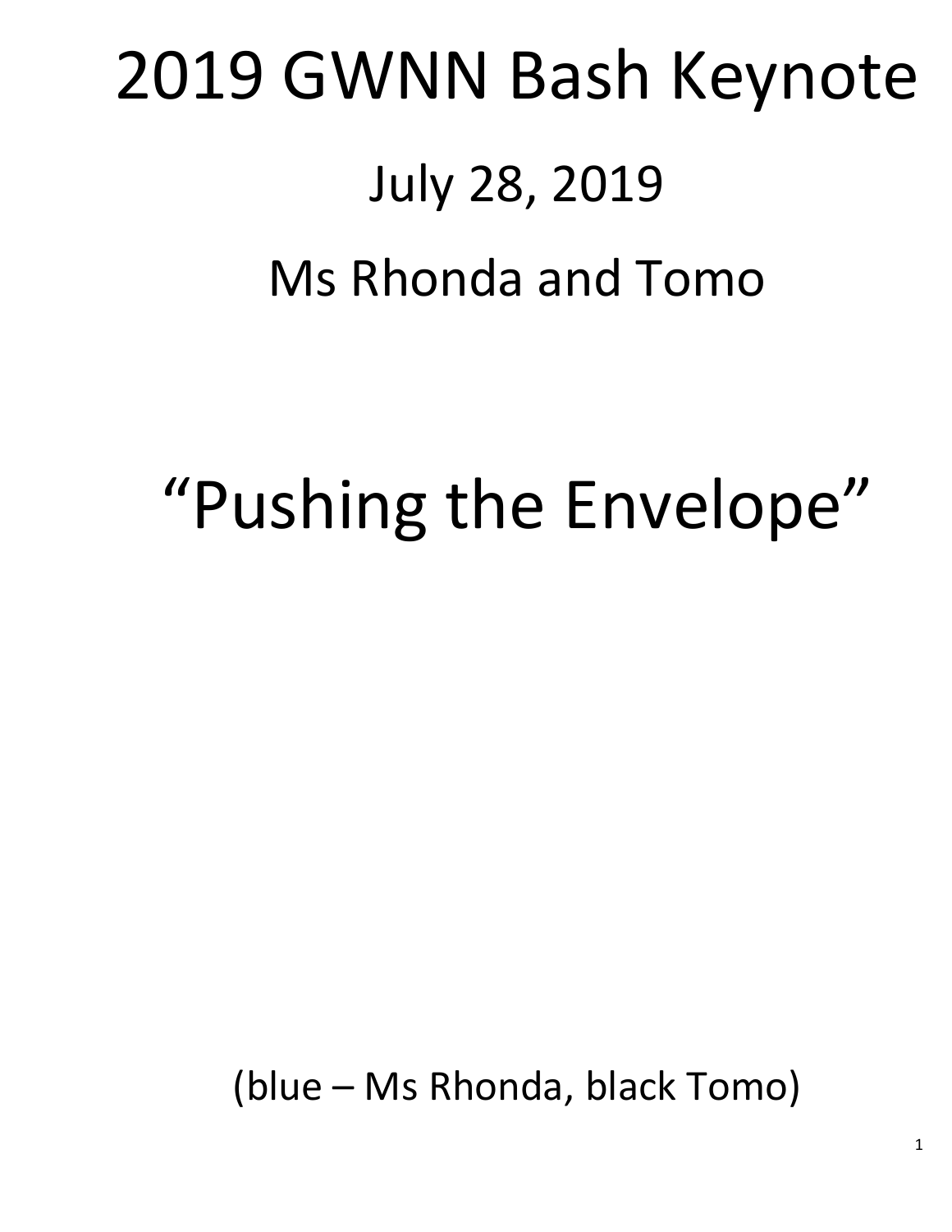# 2019 GWNN Bash Keynote

## July 28, 2019

## Ms Rhonda and Tomo

# "Pushing the Envelope"

(blue – Ms Rhonda, black Tomo)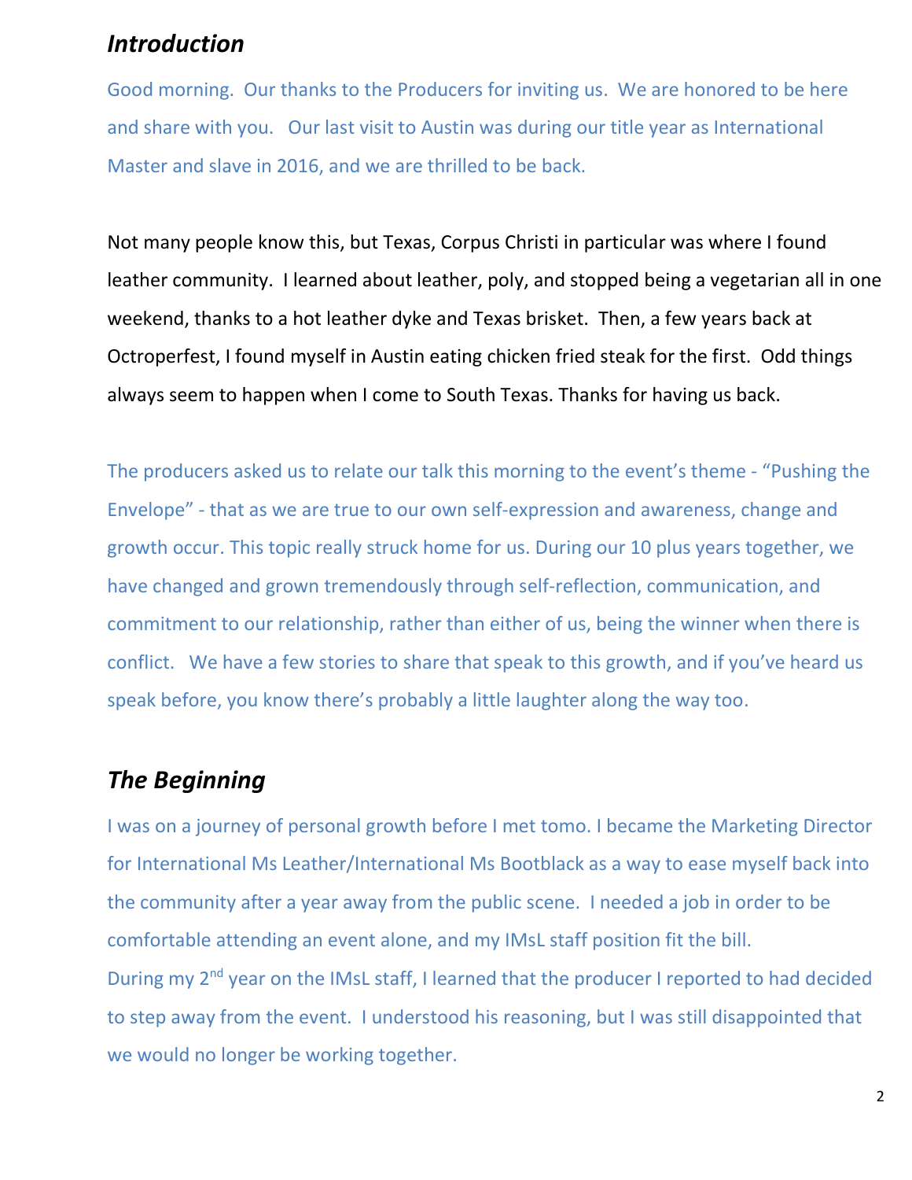## *Introduction*

Good morning. Our thanks to the Producers for inviting us. We are honored to be here and share with you. Our last visit to Austin was during our title year as International Master and slave in 2016, and we are thrilled to be back.

Not many people know this, but Texas, Corpus Christi in particular was where I found leather community. I learned about leather, poly, and stopped being a vegetarian all in one weekend, thanks to a hot leather dyke and Texas brisket. Then, a few years back at Octroperfest, I found myself in Austin eating chicken fried steak for the first. Odd things always seem to happen when I come to South Texas. Thanks for having us back.

The producers asked us to relate our talk this morning to the event's theme - "Pushing the Envelope" - that as we are true to our own self-expression and awareness, change and growth occur. This topic really struck home for us. During our 10 plus years together, we have changed and grown tremendously through self-reflection, communication, and commitment to our relationship, rather than either of us, being the winner when there is conflict. We have a few stories to share that speak to this growth, and if you've heard us speak before, you know there's probably a little laughter along the way too.

## *The Beginning*

I was on a journey of personal growth before I met tomo. I became the Marketing Director for International Ms Leather/International Ms Bootblack as a way to ease myself back into the community after a year away from the public scene. I needed a job in order to be comfortable attending an event alone, and my IMsL staff position fit the bill.
During my 2nd year on the IMsL staff, I learned that the producer I reported to had decided to step away from the event. I understood his reasoning, but I was still disappointed that we would no longer be working together.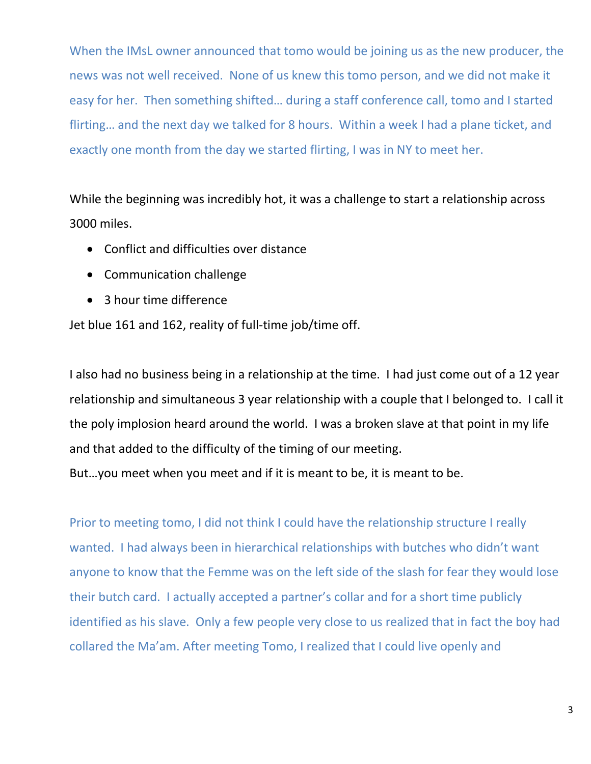When the IMsL owner announced that tomo would be joining us as the new producer, the news was not well received. None of us knew this tomo person, and we did not make it easy for her. Then something shifted… during a staff conference call, tomo and I started flirting… and the next day we talked for 8 hours. Within a week I had a plane ticket, and exactly one month from the day we started flirting, I was in NY to meet her.

While the beginning was incredibly hot, it was a challenge to start a relationship across 3000 miles.

- Conflict and difficulties over distance
- Communication challenge
- 3 hour time difference

Jet blue 161 and 162, reality of full-time job/time off.

I also had no business being in a relationship at the time. I had just come out of a 12 year relationship and simultaneous 3 year relationship with a couple that I belonged to. I call it the poly implosion heard around the world. I was a broken slave at that point in my life and that added to the difficulty of the timing of our meeting.
But…you meet when you meet and if it is meant to be, it is meant to be.

Prior to meeting tomo, I did not think I could have the relationship structure I really wanted. I had always been in hierarchical relationships with butches who didn't want anyone to know that the Femme was on the left side of the slash for fear they would lose their butch card. I actually accepted a partner's collar and for a short time publicly identified as his slave. Only a few people very close to us realized that in fact the boy had collared the Ma'am. After meeting Tomo, I realized that I could live openly and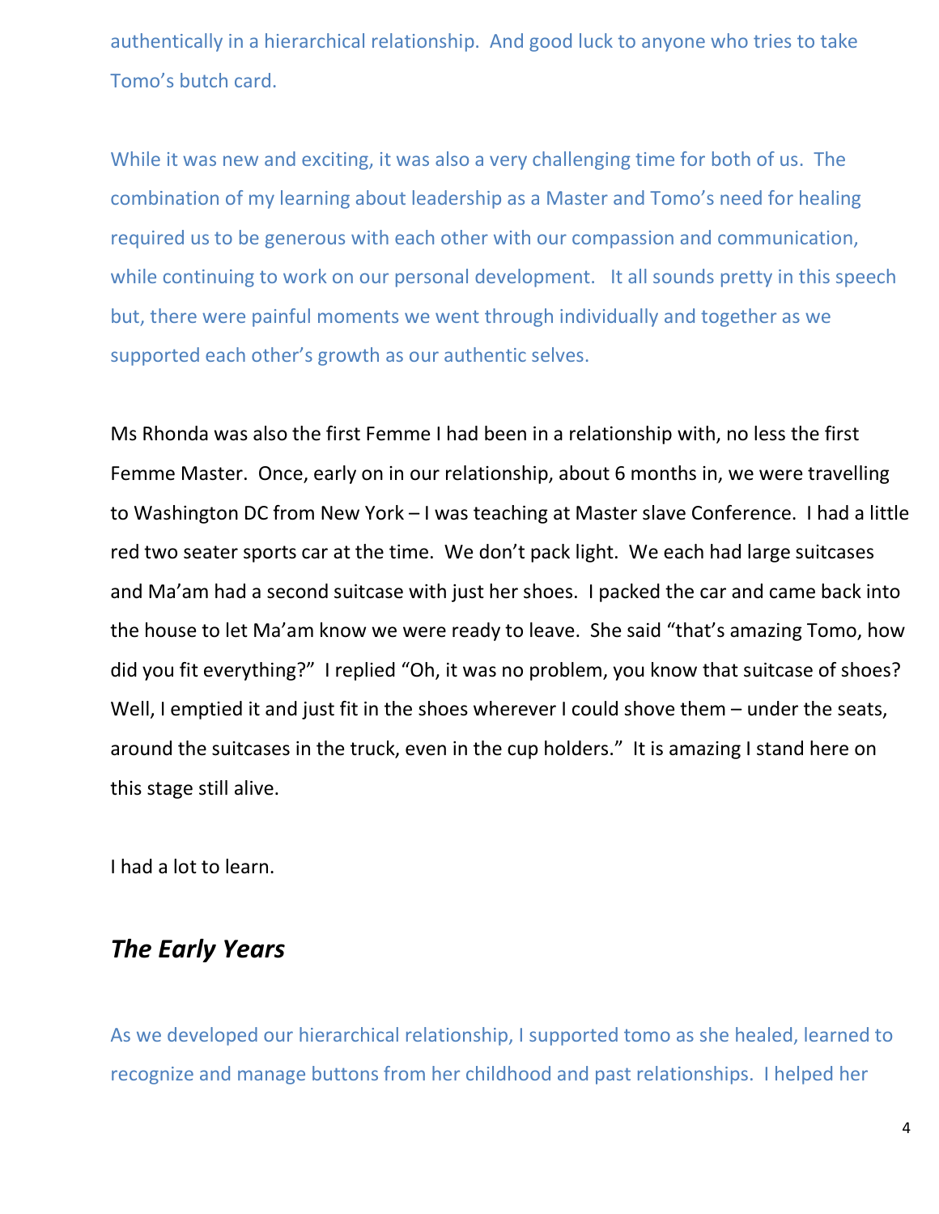authentically in a hierarchical relationship.  And good luck to anyone who tries to take Tomo's butch card.

While it was new and exciting, it was also a very challenging time for both of us.  The combination of my learning about leadership as a Master and Tomo's need for healing required us to be generous with each other with our compassion and communication, while continuing to work on our personal development.   It all sounds pretty in this speech but, there were painful moments we went through individually and together as we supported each other's growth as our authentic selves.

Ms Rhonda was also the first Femme I had been in a relationship with, no less the first Femme Master.  Once, early on in our relationship, about 6 months in, we were travelling to Washington DC from New York – I was teaching at Master slave Conference.  I had a little red two seater sports car at the time.  We don't pack light.  We each had large suitcases and Ma'am had a second suitcase with just her shoes.  I packed the car and came back into the house to let Ma'am know we were ready to leave.  She said "that's amazing Tomo, how did you fit everything?"  I replied "Oh, it was no problem, you know that suitcase of shoes? Well, I emptied it and just fit in the shoes wherever I could shove them – under the seats, around the suitcases in the truck, even in the cup holders."  It is amazing I stand here on this stage still alive.

I had a lot to learn.

## *The Early Years*

As we developed our hierarchical relationship, I supported tomo as she healed, learned to recognize and manage buttons from her childhood and past relationships.  I helped her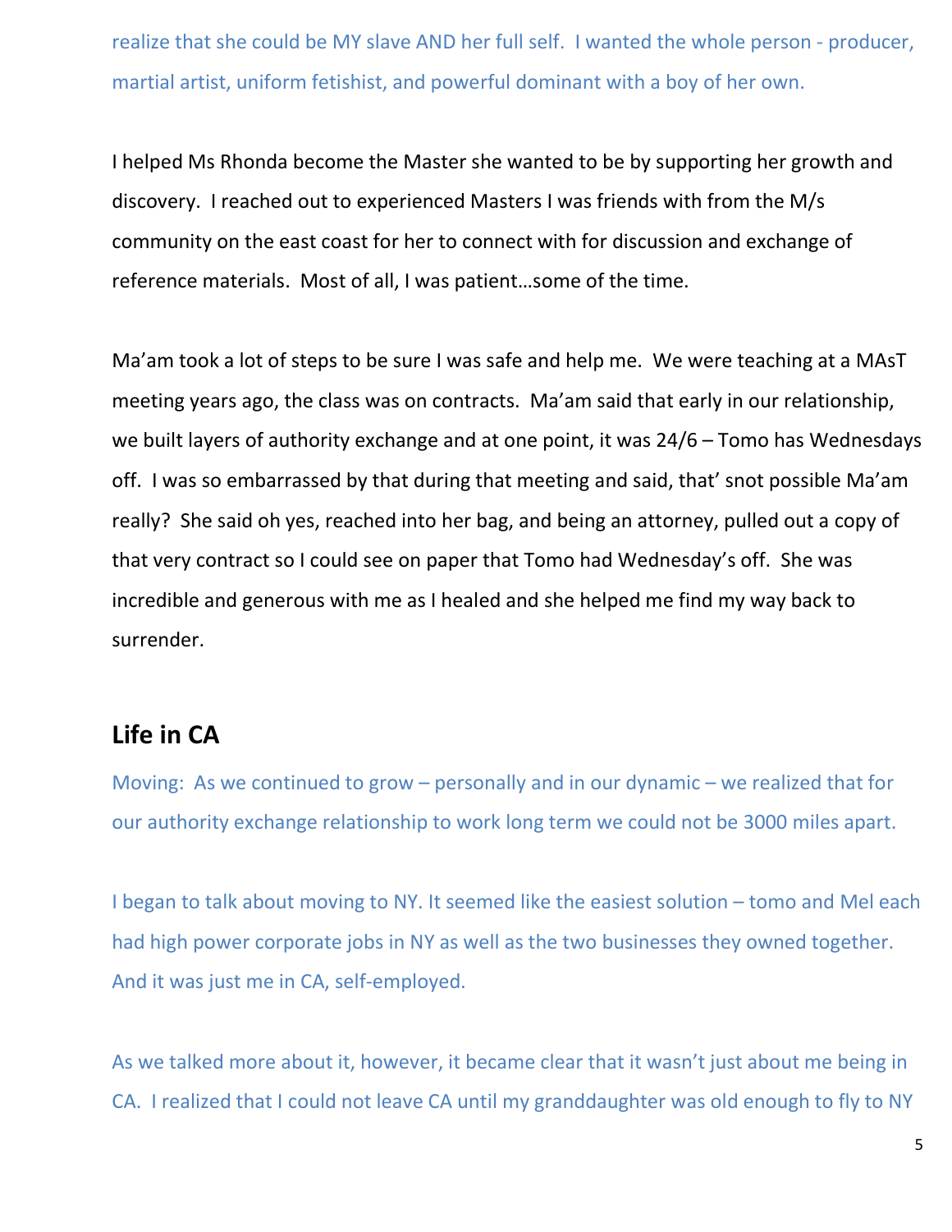realize that she could be MY slave AND her full self. I wanted the whole person - producer, martial artist, uniform fetishist, and powerful dominant with a boy of her own.

I helped Ms Rhonda become the Master she wanted to be by supporting her growth and discovery. I reached out to experienced Masters I was friends with from the M/s community on the east coast for her to connect with for discussion and exchange of reference materials. Most of all, I was patient…some of the time.

Ma'am took a lot of steps to be sure I was safe and help me. We were teaching at a MAsT meeting years ago, the class was on contracts. Ma'am said that early in our relationship, we built layers of authority exchange and at one point, it was 24/6 – Tomo has Wednesdays off. I was so embarrassed by that during that meeting and said, that' snot possible Ma'am really? She said oh yes, reached into her bag, and being an attorney, pulled out a copy of that very contract so I could see on paper that Tomo had Wednesday's off. She was incredible and generous with me as I healed and she helped me find my way back to surrender.

## Life in CA

Moving: As we continued to grow – personally and in our dynamic – we realized that for our authority exchange relationship to work long term we could not be 3000 miles apart.

I began to talk about moving to NY. It seemed like the easiest solution – tomo and Mel each had high power corporate jobs in NY as well as the two businesses they owned together. And it was just me in CA, self-employed.

As we talked more about it, however, it became clear that it wasn't just about me being in CA. I realized that I could not leave CA until my granddaughter was old enough to fly to NY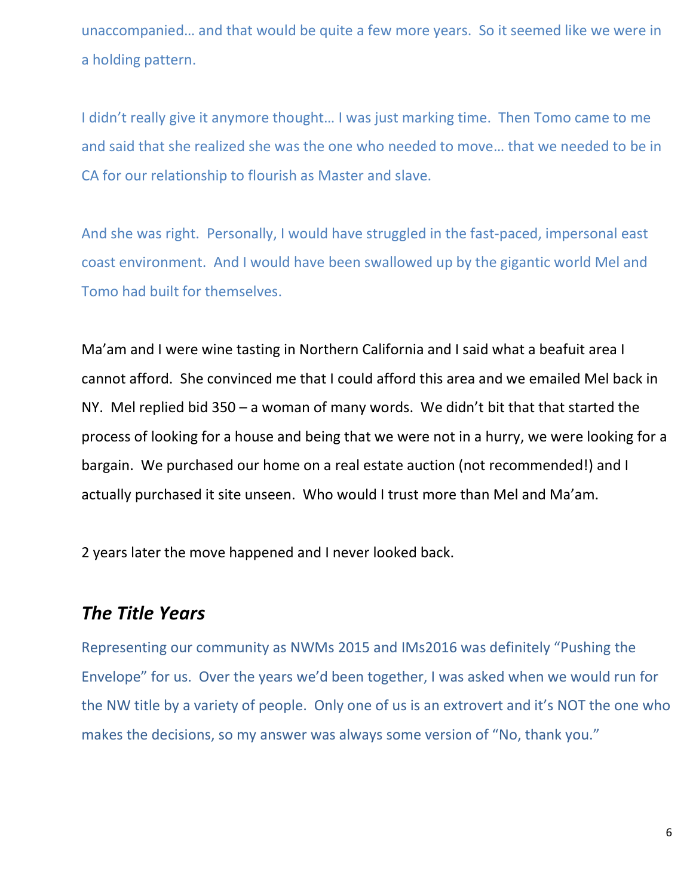unaccompanied… and that would be quite a few more years. So it seemed like we were in a holding pattern.

I didn't really give it anymore thought… I was just marking time. Then Tomo came to me and said that she realized she was the one who needed to move… that we needed to be in CA for our relationship to flourish as Master and slave.

And she was right. Personally, I would have struggled in the fast-paced, impersonal east coast environment. And I would have been swallowed up by the gigantic world Mel and Tomo had built for themselves.

Ma'am and I were wine tasting in Northern California and I said what a beafuit area I cannot afford. She convinced me that I could afford this area and we emailed Mel back in NY. Mel replied bid 350 – a woman of many words. We didn't bit that that started the process of looking for a house and being that we were not in a hurry, we were looking for a bargain. We purchased our home on a real estate auction (not recommended!) and I actually purchased it site unseen. Who would I trust more than Mel and Ma'am.

2 years later the move happened and I never looked back.

## *The Title Years*

Representing our community as NWMs 2015 and IMs2016 was definitely "Pushing the Envelope" for us. Over the years we'd been together, I was asked when we would run for the NW title by a variety of people. Only one of us is an extrovert and it's NOT the one who makes the decisions, so my answer was always some version of "No, thank you."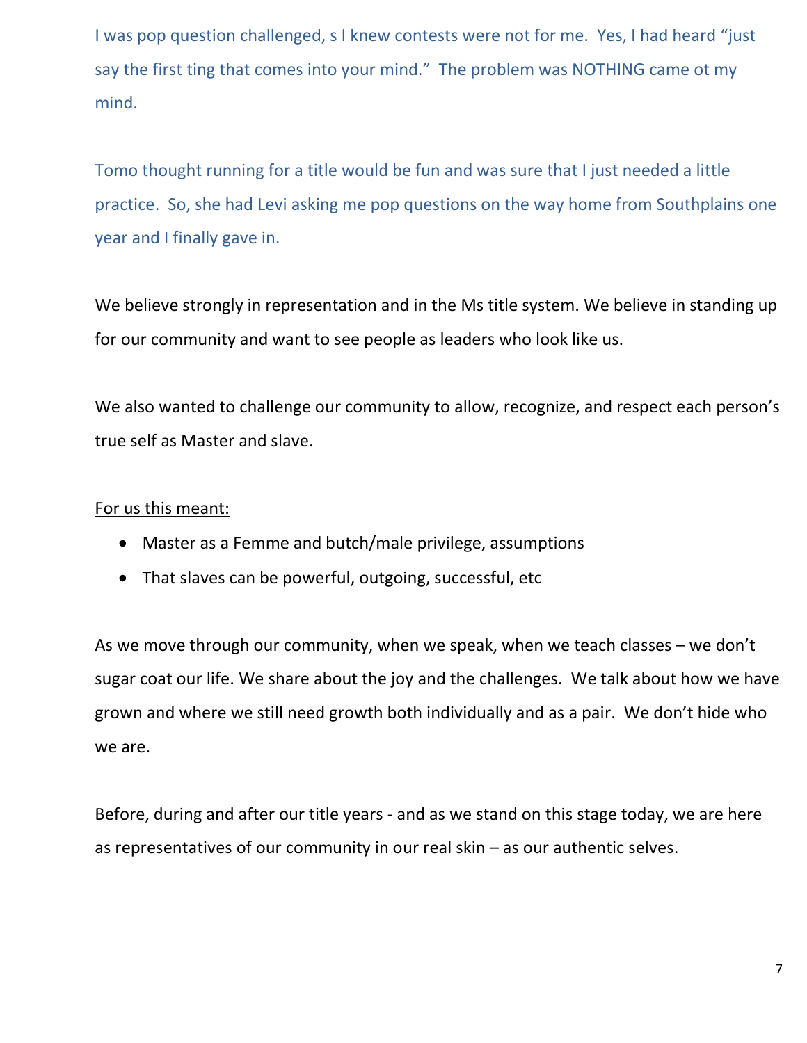I was pop question challenged, s I knew contests were not for me. Yes, I had heard "just say the first ting that comes into your mind." The problem was NOTHING came ot my mind.

Tomo thought running for a title would be fun and was sure that I just needed a little practice. So, she had Levi asking me pop questions on the way home from Southplains one year and I finally gave in.

We believe strongly in representation and in the Ms title system. We believe in standing up for our community and want to see people as leaders who look like us.

We also wanted to challenge our community to allow, recognize, and respect each person's true self as Master and slave.

<u>For us this meant:</u>

- Master as a Femme and butch/male privilege, assumptions
- That slaves can be powerful, outgoing, successful, etc

As we move through our community, when we speak, when we teach classes – we don't sugar coat our life. We share about the joy and the challenges. We talk about how we have grown and where we still need growth both individually and as a pair. We don't hide who we are.

Before, during and after our title years - and as we stand on this stage today, we are here as representatives of our community in our real skin – as our authentic selves.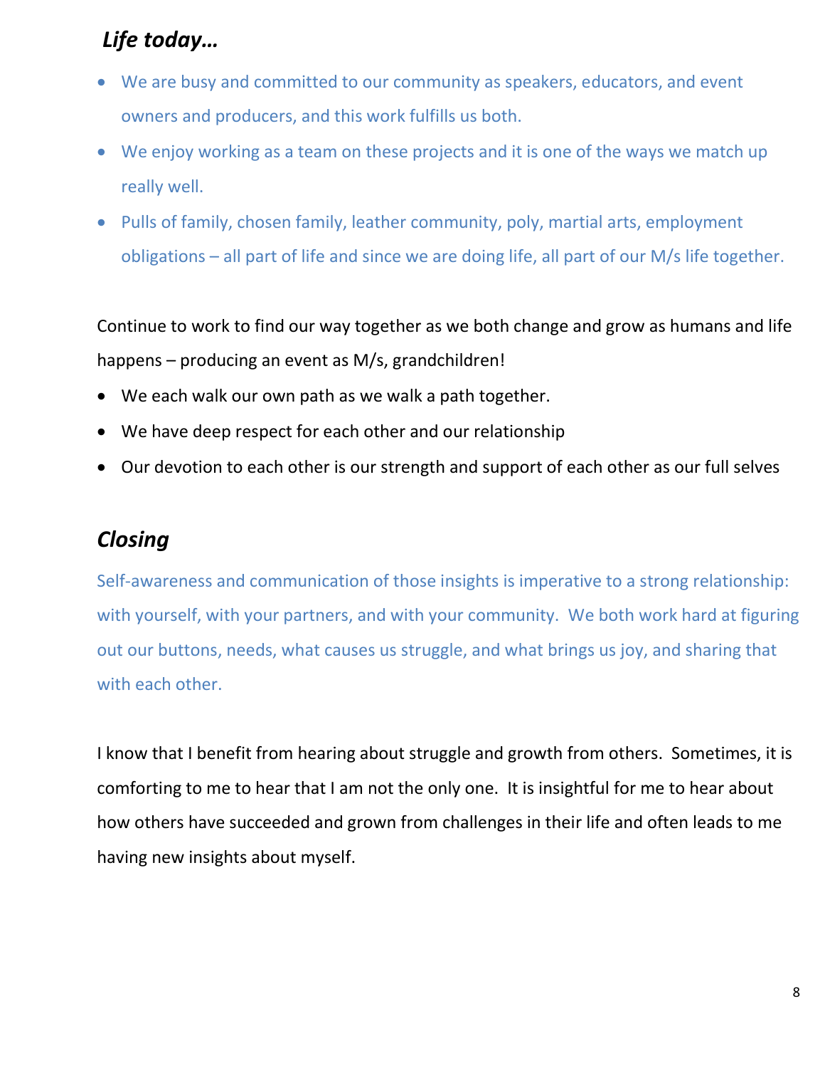## *Life today…*

- We are busy and committed to our community as speakers, educators, and event owners and producers, and this work fulfills us both.
- We enjoy working as a team on these projects and it is one of the ways we match up really well.
- Pulls of family, chosen family, leather community, poly, martial arts, employment obligations – all part of life and since we are doing life, all part of our M/s life together.

Continue to work to find our way together as we both change and grow as humans and life happens – producing an event as M/s, grandchildren!

- We each walk our own path as we walk a path together.
- We have deep respect for each other and our relationship
- Our devotion to each other is our strength and support of each other as our full selves

## *Closing*

Self-awareness and communication of those insights is imperative to a strong relationship: with yourself, with your partners, and with your community. We both work hard at figuring out our buttons, needs, what causes us struggle, and what brings us joy, and sharing that with each other.

I know that I benefit from hearing about struggle and growth from others. Sometimes, it is comforting to me to hear that I am not the only one. It is insightful for me to hear about how others have succeeded and grown from challenges in their life and often leads to me having new insights about myself.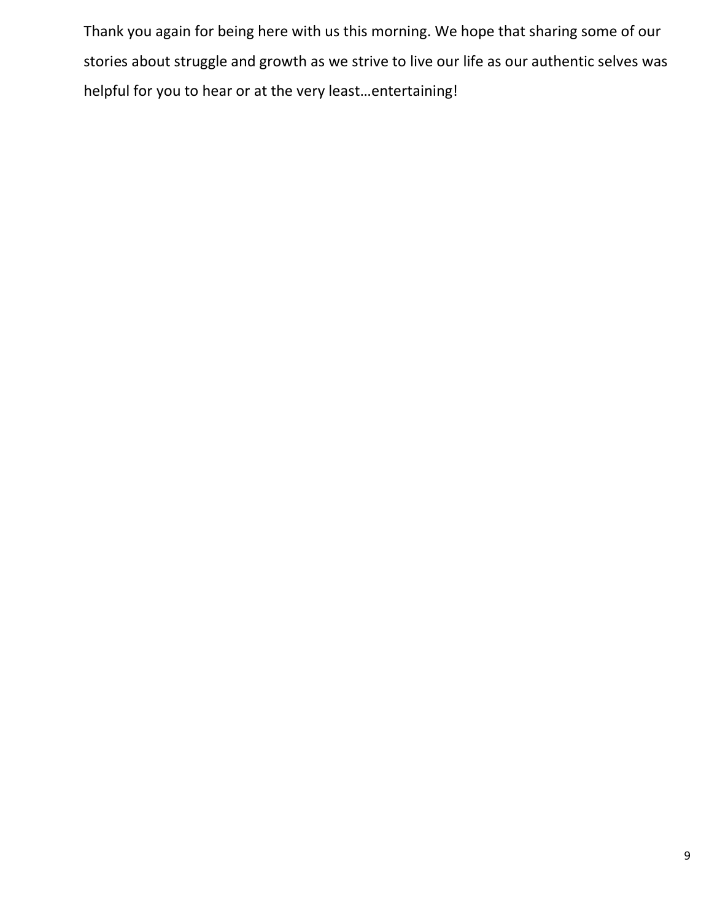Thank you again for being here with us this morning. We hope that sharing some of our stories about struggle and growth as we strive to live our life as our authentic selves was helpful for you to hear or at the very least…entertaining!